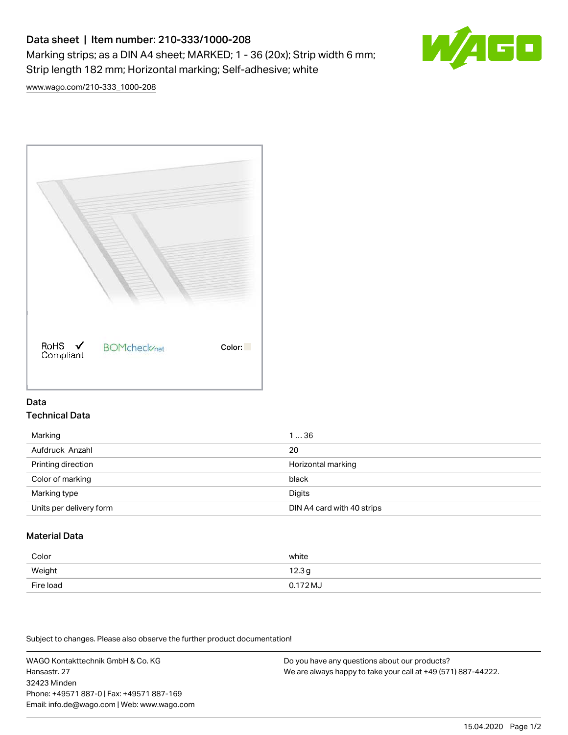# Data sheet | Item number: 210-333/1000-208

Marking strips; as a DIN A4 sheet; MARKED; 1 - 36 (20x); Strip width 6 mm; Strip length 182 mm; Horizontal marking; Self-adhesive; white

www.wago.com/210-333_1000-208

RoHS Compliant   BOMcheck.net   Color:

## Data

### Technical Data

| | |
|---|---|
| Marking | 1 … 36 |
| Aufdruck_Anzahl | 20 |
| Printing direction | Horizontal marking |
| Color of marking | black |
| Marking type | Digits |
| Units per delivery form | DIN A4 card with 40 strips |

### Material Data

| | |
|---|---|
| Color | white |
| Weight | 12.3 g |
| Fire load | 0.172 MJ |

Subject to changes. Please also observe the further product documentation!

WAGO Kontakttechnik GmbH & Co. KG
Hansastr. 27
32423 Minden
Phone: +49571 887-0 | Fax: +49571 887-169
Email: info.de@wago.com | Web: www.wago.com

Do you have any questions about our products?
We are always happy to take your call at +49 (571) 887-44222.

15.04.2020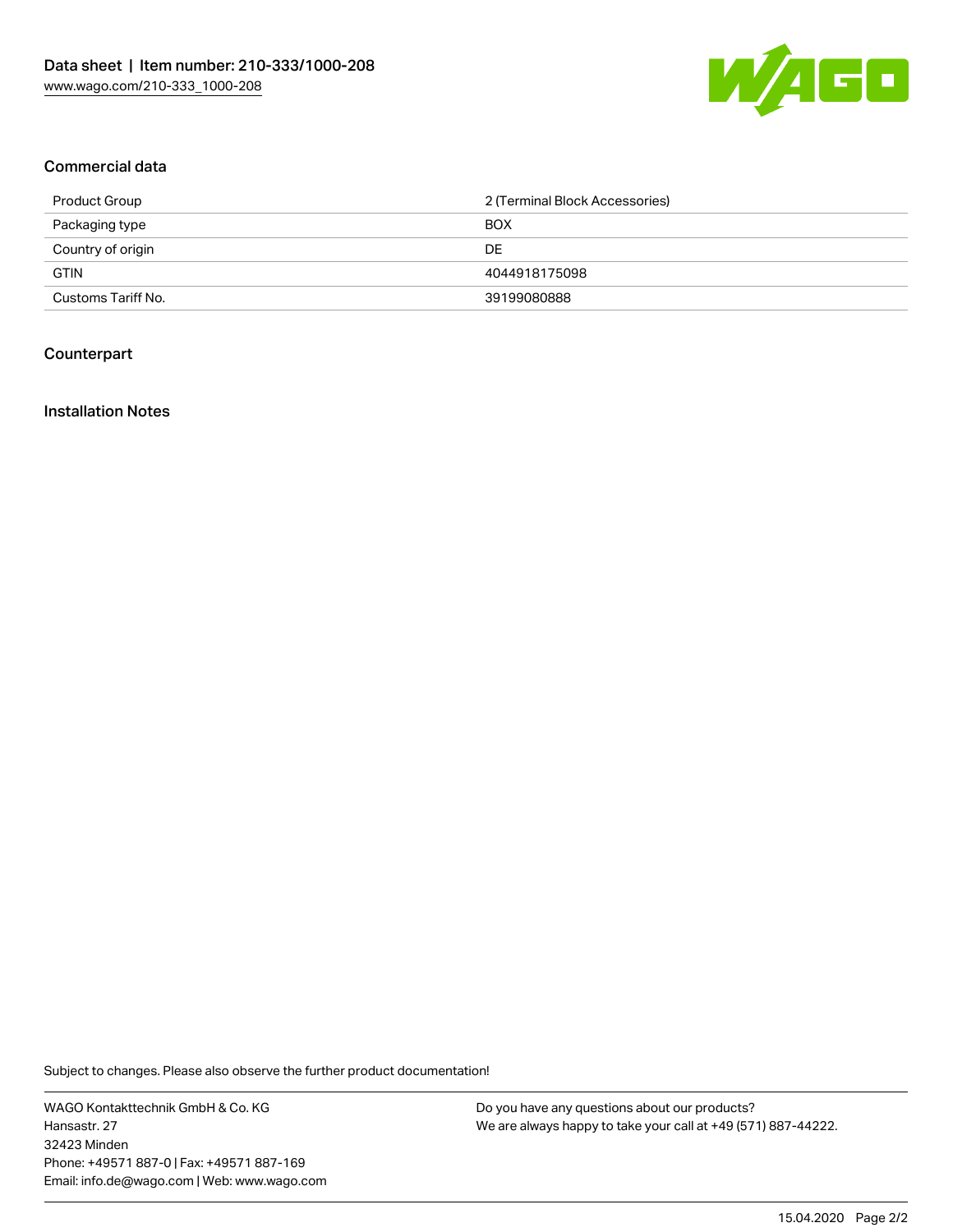## Commercial data

| | |
|---|---|
| Product Group | 2 (Terminal Block Accessories) |
| Packaging type | BOX |
| Country of origin | DE |
| GTIN | 4044918175098 |
| Customs Tariff No. | 39199080888 |

## Counterpart

## Installation Notes

Subject to changes. Please also observe the further product documentation!

WAGO Kontakttechnik GmbH & Co. KG
Hansastr. 27
32423 Minden
Phone: +49571 887-0 | Fax: +49571 887-169
Email: info.de@wago.com | Web: www.wago.com

Do you have any questions about our products?
We are always happy to take your call at +49 (571) 887-44222.

15.04.2020